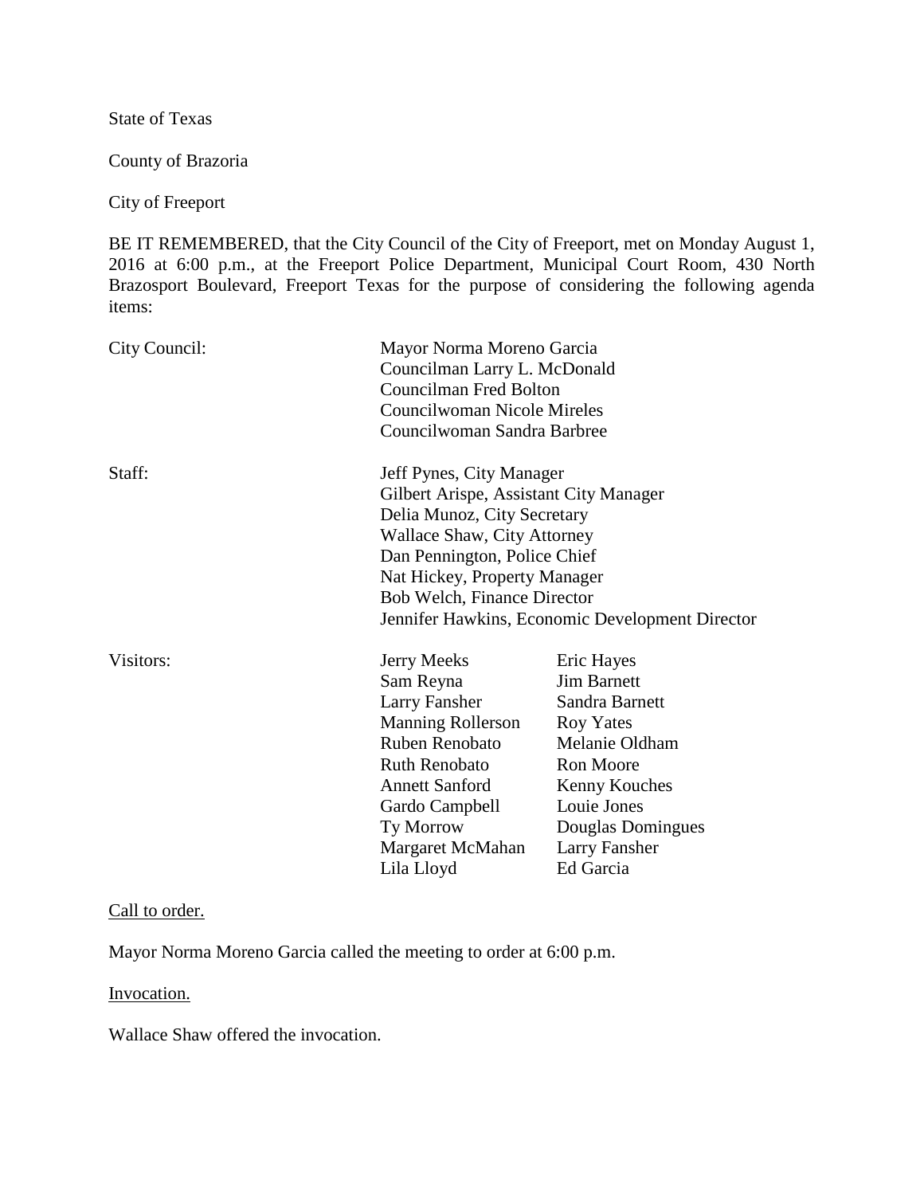State of Texas

County of Brazoria

City of Freeport

BE IT REMEMBERED, that the City Council of the City of Freeport, met on Monday August 1, 2016 at 6:00 p.m., at the Freeport Police Department, Municipal Court Room, 430 North Brazosport Boulevard, Freeport Texas for the purpose of considering the following agenda items:

| | | |
|---|---|---|
| City Council: | Mayor Norma Moreno Garcia | |
| | Councilman Larry L. McDonald | |
| | Councilman Fred Bolton | |
| | Councilwoman Nicole Mireles | |
| | Councilwoman Sandra Barbree | |
| Staff: | Jeff Pynes, City Manager | |
| | Gilbert Arispe, Assistant City Manager | |
| | Delia Munoz, City Secretary | |
| | Wallace Shaw, City Attorney | |
| | Dan Pennington, Police Chief | |
| | Nat Hickey, Property Manager | |
| | Bob Welch, Finance Director | |
| | Jennifer Hawkins, Economic Development Director | |
| Visitors: | Jerry Meeks | Eric Hayes |
| | Sam Reyna | Jim Barnett |
| | Larry Fansher | Sandra Barnett |
| | Manning Rollerson | Roy Yates |
| | Ruben Renobato | Melanie Oldham |
| | Ruth Renobato | Ron Moore |
| | Annett Sanford | Kenny Kouches |
| | Gardo Campbell | Louie Jones |
| | Ty Morrow | Douglas Domingues |
| | Margaret McMahan | Larry Fansher |
| | Lila Lloyd | Ed Garcia |

Call to order.

Mayor Norma Moreno Garcia called the meeting to order at 6:00 p.m.

Invocation.

Wallace Shaw offered the invocation.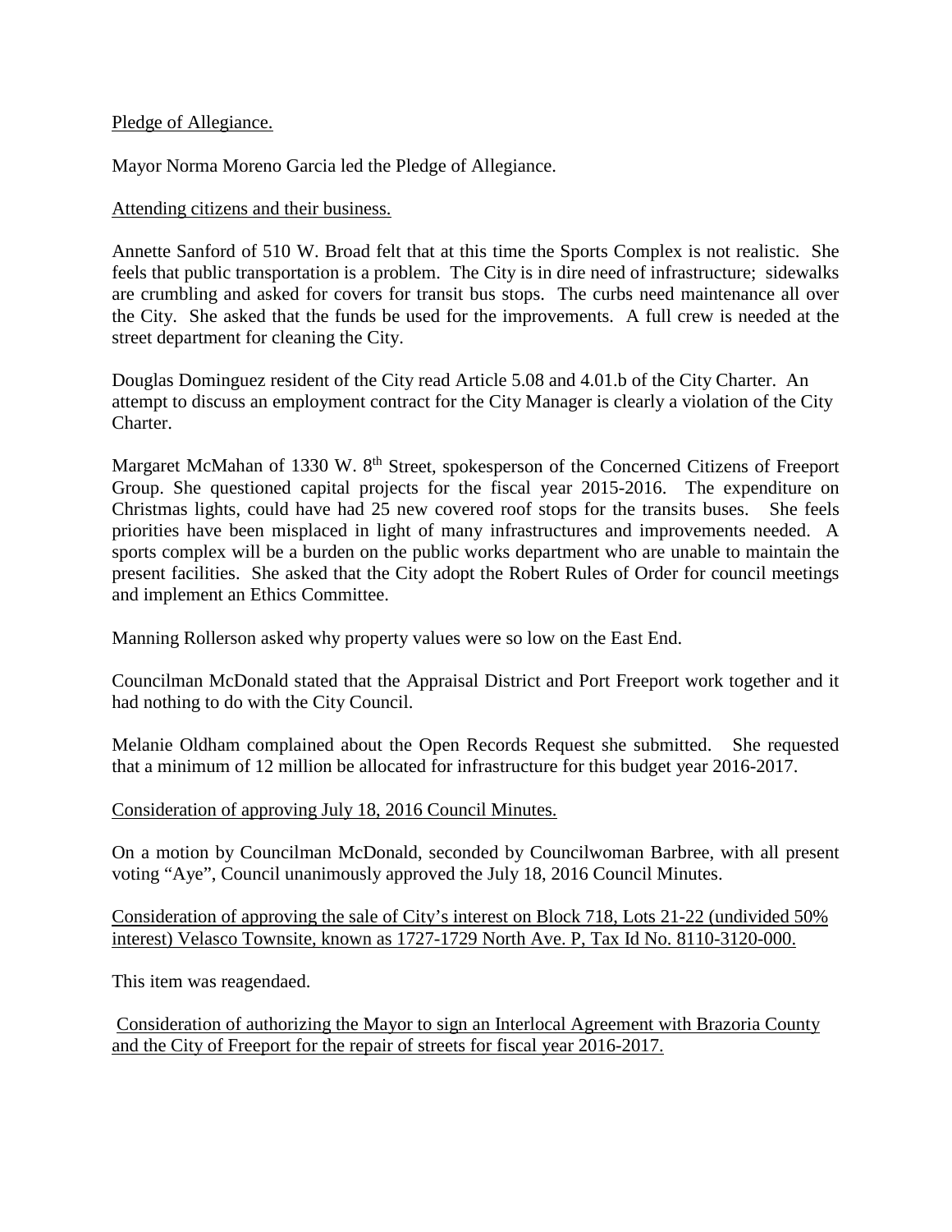Pledge of Allegiance.

Mayor Norma Moreno Garcia led the Pledge of Allegiance.

Attending citizens and their business.

Annette Sanford of 510 W. Broad felt that at this time the Sports Complex is not realistic. She feels that public transportation is a problem. The City is in dire need of infrastructure; sidewalks are crumbling and asked for covers for transit bus stops. The curbs need maintenance all over the City. She asked that the funds be used for the improvements. A full crew is needed at the street department for cleaning the City.

Douglas Dominguez resident of the City read Article 5.08 and 4.01.b of the City Charter. An attempt to discuss an employment contract for the City Manager is clearly a violation of the City Charter.

Margaret McMahan of 1330 W. 8th Street, spokesperson of the Concerned Citizens of Freeport Group. She questioned capital projects for the fiscal year 2015-2016. The expenditure on Christmas lights, could have had 25 new covered roof stops for the transits buses. She feels priorities have been misplaced in light of many infrastructures and improvements needed. A sports complex will be a burden on the public works department who are unable to maintain the present facilities. She asked that the City adopt the Robert Rules of Order for council meetings and implement an Ethics Committee.

Manning Rollerson asked why property values were so low on the East End.

Councilman McDonald stated that the Appraisal District and Port Freeport work together and it had nothing to do with the City Council.

Melanie Oldham complained about the Open Records Request she submitted. She requested that a minimum of 12 million be allocated for infrastructure for this budget year 2016-2017.

Consideration of approving July 18, 2016 Council Minutes.

On a motion by Councilman McDonald, seconded by Councilwoman Barbree, with all present voting "Aye", Council unanimously approved the July 18, 2016 Council Minutes.

Consideration of approving the sale of City's interest on Block 718, Lots 21-22 (undivided 50% interest) Velasco Townsite, known as 1727-1729 North Ave. P, Tax Id No. 8110-3120-000.

This item was reagendaed.

Consideration of authorizing the Mayor to sign an Interlocal Agreement with Brazoria County and the City of Freeport for the repair of streets for fiscal year 2016-2017.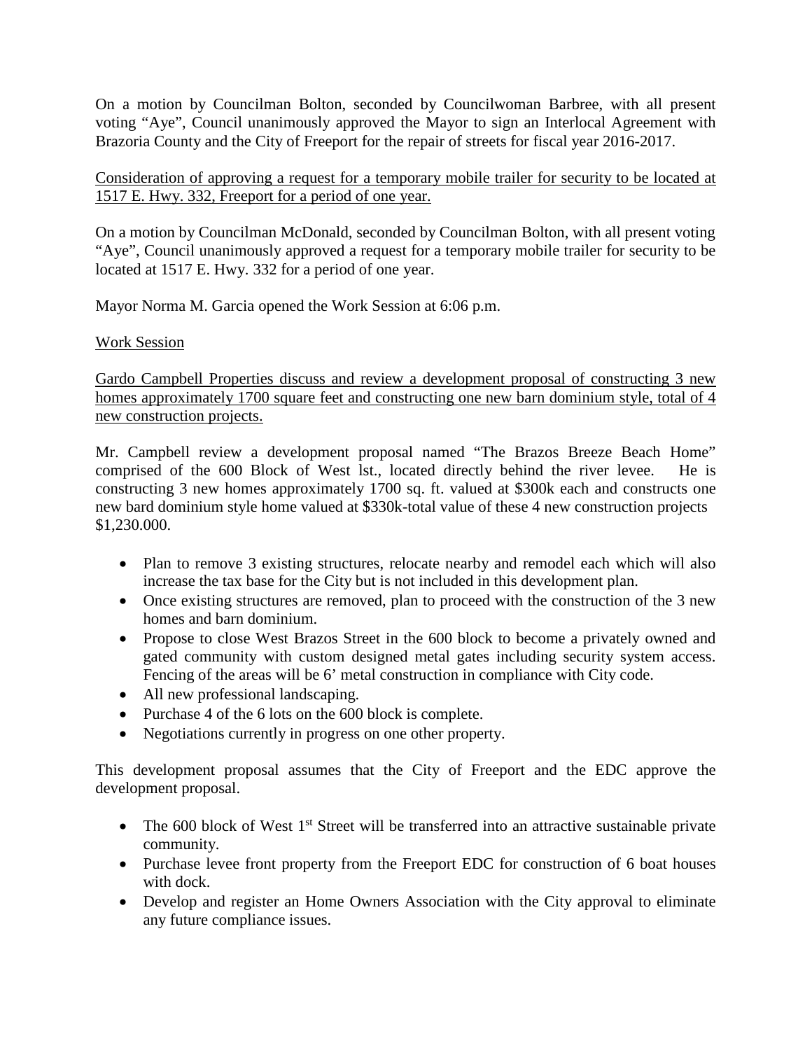On a motion by Councilman Bolton, seconded by Councilwoman Barbree, with all present voting "Aye", Council unanimously approved the Mayor to sign an Interlocal Agreement with Brazoria County and the City of Freeport for the repair of streets for fiscal year 2016-2017.

Consideration of approving a request for a temporary mobile trailer for security to be located at 1517 E. Hwy. 332, Freeport for a period of one year.

On a motion by Councilman McDonald, seconded by Councilman Bolton, with all present voting "Aye", Council unanimously approved a request for a temporary mobile trailer for security to be located at 1517 E. Hwy. 332 for a period of one year.

Mayor Norma M. Garcia opened the Work Session at 6:06 p.m.

Work Session

Gardo Campbell Properties discuss and review a development proposal of constructing 3 new homes approximately 1700 square feet and constructing one new barn dominium style, total of 4 new construction projects.

Mr. Campbell review a development proposal named "The Brazos Breeze Beach Home" comprised of the 600 Block of West lst., located directly behind the river levee. He is constructing 3 new homes approximately 1700 sq. ft. valued at $300k each and constructs one new bard dominium style home valued at $330k-total value of these 4 new construction projects $1,230.000.

- Plan to remove 3 existing structures, relocate nearby and remodel each which will also increase the tax base for the City but is not included in this development plan.
- Once existing structures are removed, plan to proceed with the construction of the 3 new homes and barn dominium.
- Propose to close West Brazos Street in the 600 block to become a privately owned and gated community with custom designed metal gates including security system access. Fencing of the areas will be 6' metal construction in compliance with City code.
- All new professional landscaping.
- Purchase 4 of the 6 lots on the 600 block is complete.
- Negotiations currently in progress on one other property.

This development proposal assumes that the City of Freeport and the EDC approve the development proposal.

- The 600 block of West 1st Street will be transferred into an attractive sustainable private community.
- Purchase levee front property from the Freeport EDC for construction of 6 boat houses with dock.
- Develop and register an Home Owners Association with the City approval to eliminate any future compliance issues.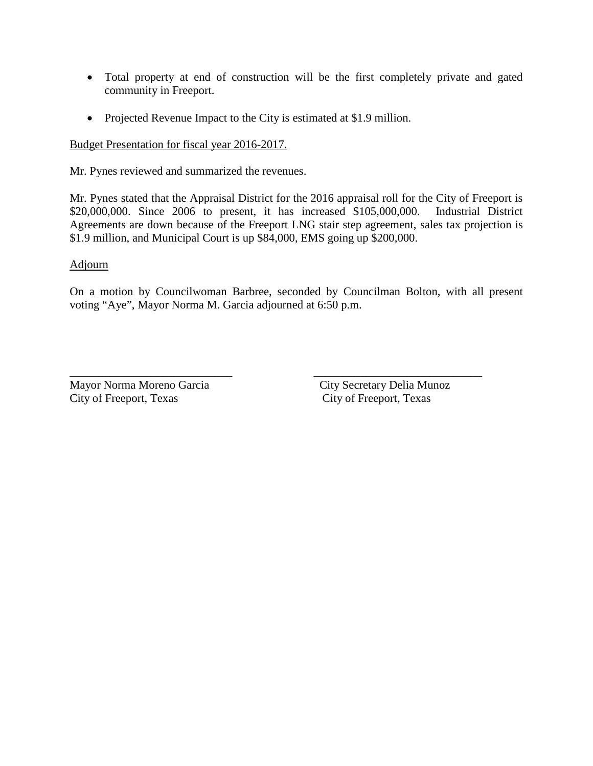- Total property at end of construction will be the first completely private and gated community in Freeport.
- Projected Revenue Impact to the City is estimated at $1.9 million.

<u>Budget Presentation for fiscal year 2016-2017.</u>

Mr. Pynes reviewed and summarized the revenues.

Mr. Pynes stated that the Appraisal District for the 2016 appraisal roll for the City of Freeport is $20,000,000. Since 2006 to present, it has increased $105,000,000. Industrial District Agreements are down because of the Freeport LNG stair step agreement, sales tax projection is $1.9 million, and Municipal Court is up $84,000, EMS going up $200,000.

<u>Adjourn</u>

On a motion by Councilwoman Barbree, seconded by Councilman Bolton, with all present voting "Aye", Mayor Norma M. Garcia adjourned at 6:50 p.m.

_____________________________ _____________________________

Mayor Norma Moreno Garcia
City of Freeport, Texas

City Secretary Delia Munoz
City of Freeport, Texas